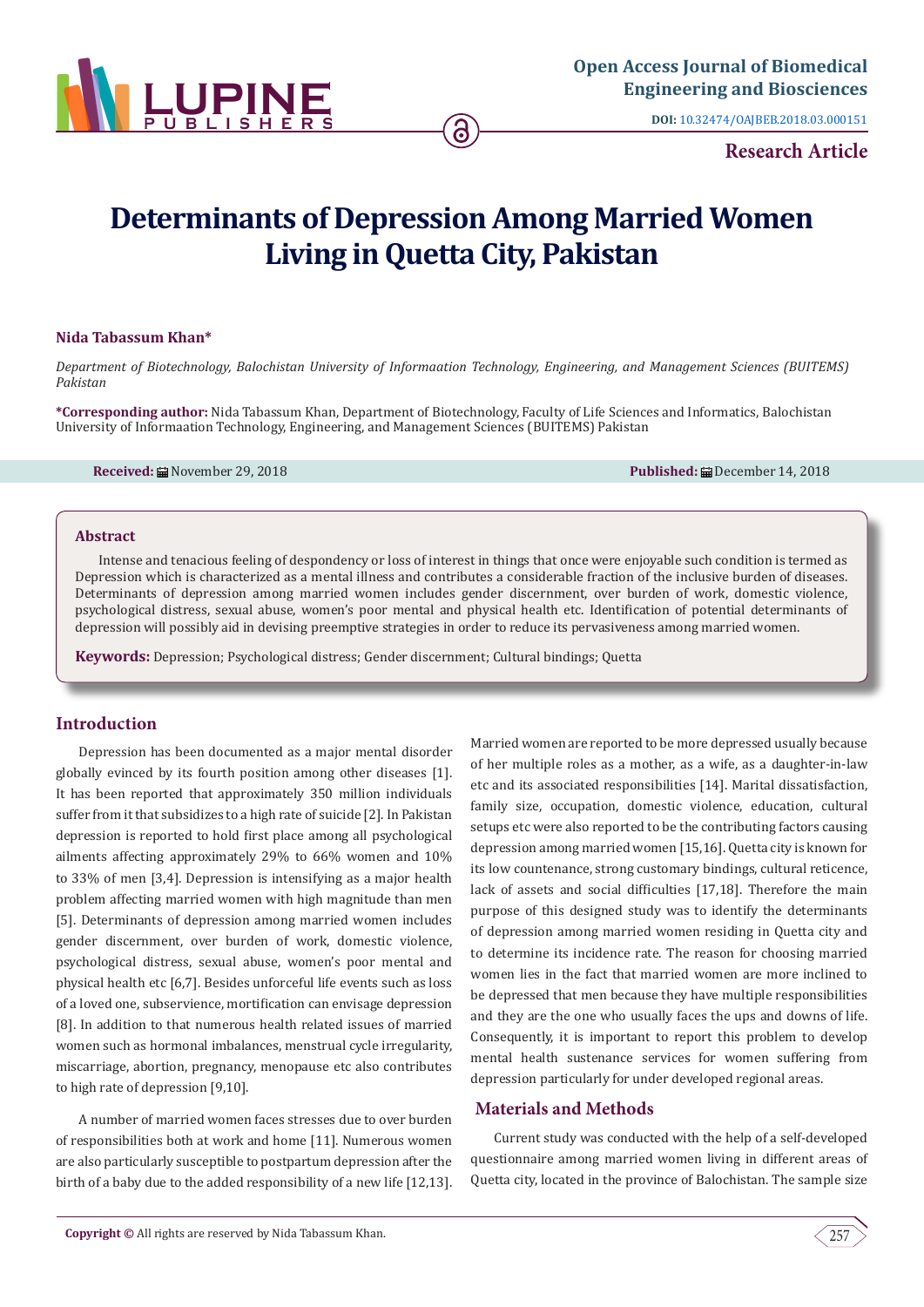Open Access Journal of Biomedical Engineering and Biosciences

DOI: 10.32474/OAJBEB.2018.03.000151

**Research Article**

# Determinants of Depression Among Married Women Living in Quetta City, Pakistan

**Nida Tabassum Khan***

*Department of Biotechnology, Balochistan University of Informaation Technology, Engineering, and Management Sciences (BUITEMS) Pakistan*

**\*Corresponding author:** Nida Tabassum Khan, Department of Biotechnology, Faculty of Life Sciences and Informatics, Balochistan University of Informaation Technology, Engineering, and Management Sciences (BUITEMS) Pakistan

**Received:** November 29, 2018 **Published:** December 14, 2018

## Abstract

Intense and tenacious feeling of despondency or loss of interest in things that once were enjoyable such condition is termed as Depression which is characterized as a mental illness and contributes a considerable fraction of the inclusive burden of diseases. Determinants of depression among married women includes gender discernment, over burden of work, domestic violence, psychological distress, sexual abuse, women's poor mental and physical health etc. Identification of potential determinants of depression will possibly aid in devising preemptive strategies in order to reduce its pervasiveness among married women.

**Keywords:** Depression; Psychological distress; Gender discernment; Cultural bindings; Quetta

## Introduction

Depression has been documented as a major mental disorder globally evinced by its fourth position among other diseases [1]. It has been reported that approximately 350 million individuals suffer from it that subsidizes to a high rate of suicide [2]. In Pakistan depression is reported to hold first place among all psychological ailments affecting approximately 29% to 66% women and 10% to 33% of men [3,4]. Depression is intensifying as a major health problem affecting married women with high magnitude than men [5]. Determinants of depression among married women includes gender discernment, over burden of work, domestic violence, psychological distress, sexual abuse, women's poor mental and physical health etc [6,7]. Besides unforceful life events such as loss of a loved one, subservience, mortification can envisage depression [8]. In addition to that numerous health related issues of married women such as hormonal imbalances, menstrual cycle irregularity, miscarriage, abortion, pregnancy, menopause etc also contributes to high rate of depression [9,10].

A number of married women faces stresses due to over burden of responsibilities both at work and home [11]. Numerous women are also particularly susceptible to postpartum depression after the birth of a baby due to the added responsibility of a new life [12,13]. Married women are reported to be more depressed usually because of her multiple roles as a mother, as a wife, as a daughter-in-law etc and its associated responsibilities [14]. Marital dissatisfaction, family size, occupation, domestic violence, education, cultural setups etc were also reported to be the contributing factors causing depression among married women [15,16]. Quetta city is known for its low countenance, strong customary bindings, cultural reticence, lack of assets and social difficulties [17,18]. Therefore the main purpose of this designed study was to identify the determinants of depression among married women residing in Quetta city and to determine its incidence rate. The reason for choosing married women lies in the fact that married women are more inclined to be depressed that men because they have multiple responsibilities and they are the one who usually faces the ups and downs of life. Consequently, it is important to report this problem to develop mental health sustenance services for women suffering from depression particularly for under developed regional areas.

## Materials and Methods

Current study was conducted with the help of a self-developed questionnaire among married women living in different areas of Quetta city, located in the province of Balochistan. The sample size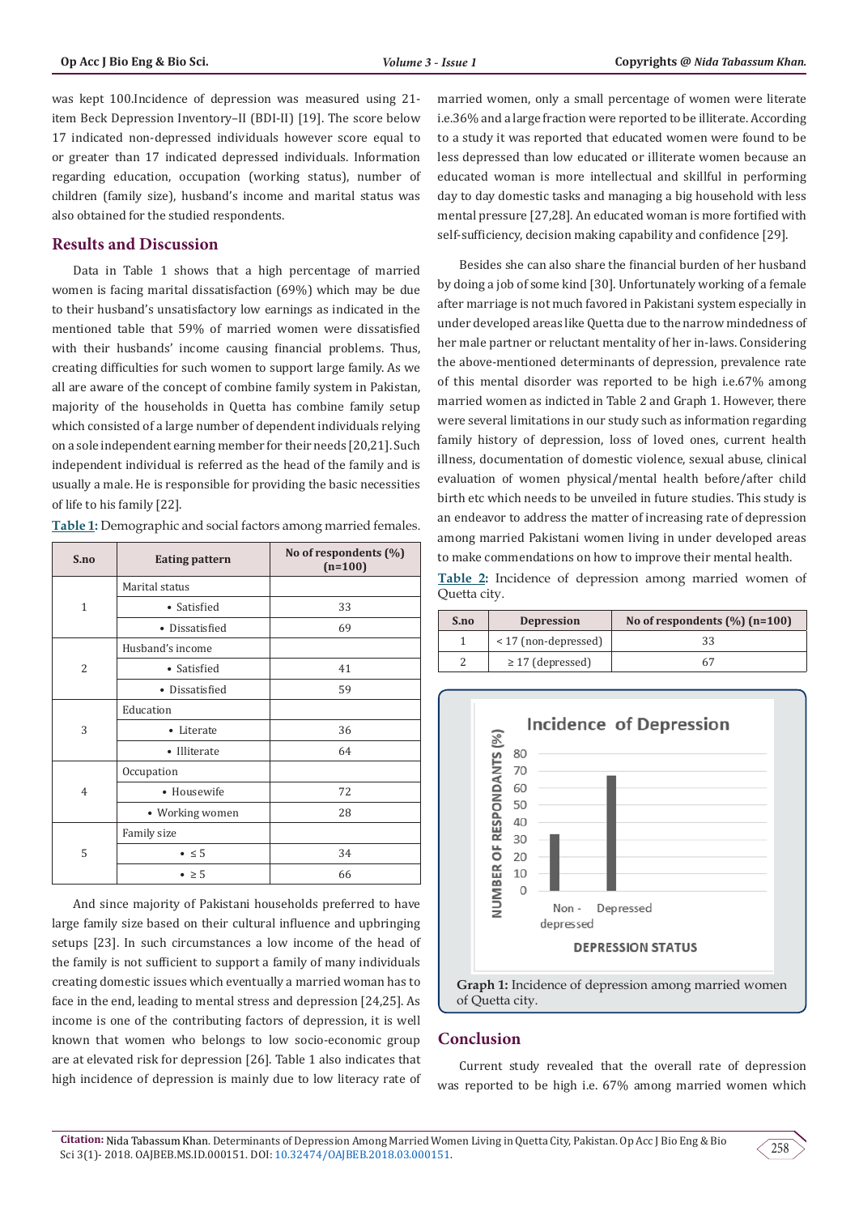was kept 100.Incidence of depression was measured using 21-item Beck Depression Inventory–II (BDI-II) [19]. The score below 17 indicated non-depressed individuals however score equal to or greater than 17 indicated depressed individuals. Information regarding education, occupation (working status), number of children (family size), husband's income and marital status was also obtained for the studied respondents.

## Results and Discussion

Data in Table 1 shows that a high percentage of married women is facing marital dissatisfaction (69%) which may be due to their husband's unsatisfactory low earnings as indicated in the mentioned table that 59% of married women were dissatisfied with their husbands' income causing financial problems. Thus, creating difficulties for such women to support large family. As we all are aware of the concept of combine family system in Pakistan, majority of the households in Quetta has combine family setup which consisted of a large number of dependent individuals relying on a sole independent earning member for their needs [20,21]. Such independent individual is referred as the head of the family and is usually a male. He is responsible for providing the basic necessities of life to his family [22].

**Table 1:** Demographic and social factors among married females.

| S.no | Eating pattern | No of respondents (%) (n=100) |
|---|---|---|
| 1 | Marital status | |
| | • Satisfied | 33 |
| | • Dissatisfied | 69 |
| 2 | Husband's income | |
| | • Satisfied | 41 |
| | • Dissatisfied | 59 |
| 3 | Education | |
| | • Literate | 36 |
| | • Illiterate | 64 |
| 4 | Occupation | |
| | • Housewife | 72 |
| | • Working women | 28 |
| 5 | Family size | |
| | • ≤ 5 | 34 |
| | • ≥ 5 | 66 |

And since majority of Pakistani households preferred to have large family size based on their cultural influence and upbringing setups [23]. In such circumstances a low income of the head of the family is not sufficient to support a family of many individuals creating domestic issues which eventually a married woman has to face in the end, leading to mental stress and depression [24,25]. As income is one of the contributing factors of depression, it is well known that women who belongs to low socio-economic group are at elevated risk for depression [26]. Table 1 also indicates that high incidence of depression is mainly due to low literacy rate of married women, only a small percentage of women were literate i.e.36% and a large fraction were reported to be illiterate. According to a study it was reported that educated women were found to be less depressed than low educated or illiterate women because an educated woman is more intellectual and skillful in performing day to day domestic tasks and managing a big household with less mental pressure [27,28]. An educated woman is more fortified with self-sufficiency, decision making capability and confidence [29].

Besides she can also share the financial burden of her husband by doing a job of some kind [30]. Unfortunately working of a female after marriage is not much favored in Pakistani system especially in under developed areas like Quetta due to the narrow mindedness of her male partner or reluctant mentality of her in-laws. Considering the above-mentioned determinants of depression, prevalence rate of this mental disorder was reported to be high i.e.67% among married women as indicted in Table 2 and Graph 1. However, there were several limitations in our study such as information regarding family history of depression, loss of loved ones, current health illness, documentation of domestic violence, sexual abuse, clinical evaluation of women physical/mental health before/after child birth etc which needs to be unveiled in future studies. This study is an endeavor to address the matter of increasing rate of depression among married Pakistani women living in under developed areas to make commendations on how to improve their mental health.

**Table 2:** Incidence of depression among married women of Quetta city.

| S.no | Depression | No of respondents (%) (n=100) |
|---|---|---|
| 1 | < 17 (non-depressed) | 33 |
| 2 | ≥ 17 (depressed) | 67 |

**Graph 1:** Incidence of depression among married women of Quetta city.

## Conclusion

Current study revealed that the overall rate of depression was reported to be high i.e. 67% among married women which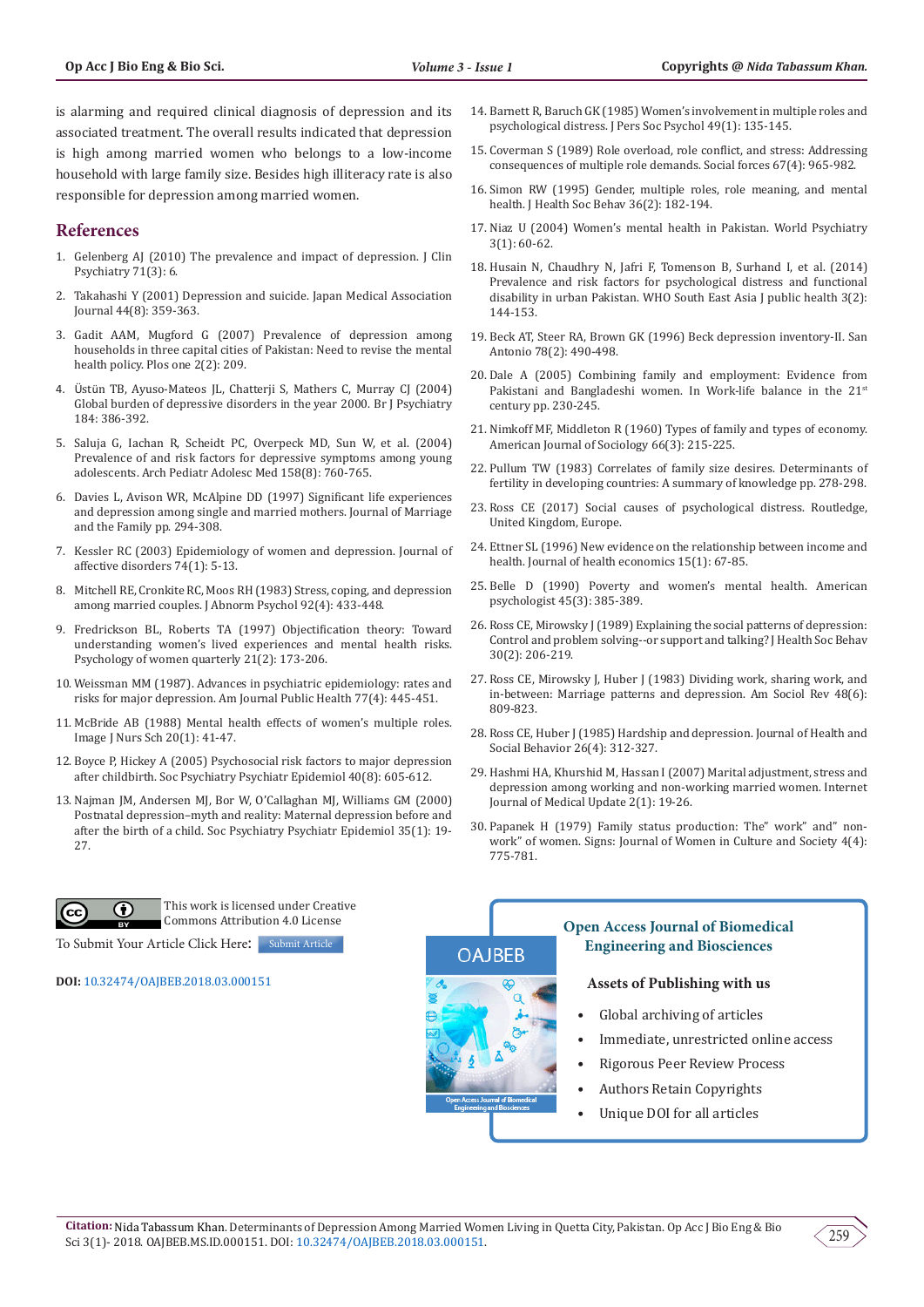is alarming and required clinical diagnosis of depression and its associated treatment. The overall results indicated that depression is high among married women who belongs to a low-income household with large family size. Besides high illiteracy rate is also responsible for depression among married women.

## References

1. Gelenberg AJ (2010) The prevalence and impact of depression. J Clin Psychiatry 71(3): 6.
2. Takahashi Y (2001) Depression and suicide. Japan Medical Association Journal 44(8): 359-363.
3. Gadit AAM, Mugford G (2007) Prevalence of depression among households in three capital cities of Pakistan: Need to revise the mental health policy. Plos one 2(2): 209.
4. Üstün TB, Ayuso-Mateos JL, Chatterji S, Mathers C, Murray CJ (2004) Global burden of depressive disorders in the year 2000. Br J Psychiatry 184: 386-392.
5. Saluja G, Iachan R, Scheidt PC, Overpeck MD, Sun W, et al. (2004) Prevalence of and risk factors for depressive symptoms among young adolescents. Arch Pediatr Adolesc Med 158(8): 760-765.
6. Davies L, Avison WR, McAlpine DD (1997) Significant life experiences and depression among single and married mothers. Journal of Marriage and the Family pp. 294-308.
7. Kessler RC (2003) Epidemiology of women and depression. Journal of affective disorders 74(1): 5-13.
8. Mitchell RE, Cronkite RC, Moos RH (1983) Stress, coping, and depression among married couples. J Abnorm Psychol 92(4): 433-448.
9. Fredrickson BL, Roberts TA (1997) Objectification theory: Toward understanding women's lived experiences and mental health risks. Psychology of women quarterly 21(2): 173-206.
10. Weissman MM (1987). Advances in psychiatric epidemiology: rates and risks for major depression. Am Journal Public Health 77(4): 445-451.
11. McBride AB (1988) Mental health effects of women's multiple roles. Image J Nurs Sch 20(1): 41-47.
12. Boyce P, Hickey A (2005) Psychosocial risk factors to major depression after childbirth. Soc Psychiatry Psychiatr Epidemiol 40(8): 605-612.
13. Najman JM, Andersen MJ, Bor W, O'Callaghan MJ, Williams GM (2000) Postnatal depression–myth and reality: Maternal depression before and after the birth of a child. Soc Psychiatry Psychiatr Epidemiol 35(1): 19-27.
14. Barnett R, Baruch GK (1985) Women's involvement in multiple roles and psychological distress. J Pers Soc Psychol 49(1): 135-145.
15. Coverman S (1989) Role overload, role conflict, and stress: Addressing consequences of multiple role demands. Social forces 67(4): 965-982.
16. Simon RW (1995) Gender, multiple roles, role meaning, and mental health. J Health Soc Behav 36(2): 182-194.
17. Niaz U (2004) Women's mental health in Pakistan. World Psychiatry 3(1): 60-62.
18. Husain N, Chaudhry N, Jafri F, Tomenson B, Surhand I, et al. (2014) Prevalence and risk factors for psychological distress and functional disability in urban Pakistan. WHO South East Asia J public health 3(2): 144-153.
19. Beck AT, Steer RA, Brown GK (1996) Beck depression inventory-II. San Antonio 78(2): 490-498.
20. Dale A (2005) Combining family and employment: Evidence from Pakistani and Bangladeshi women. In Work-life balance in the 21st century pp. 230-245.
21. Nimkoff MF, Middleton R (1960) Types of family and types of economy. American Journal of Sociology 66(3): 215-225.
22. Pullum TW (1983) Correlates of family size desires. Determinants of fertility in developing countries: A summary of knowledge pp. 278-298.
23. Ross CE (2017) Social causes of psychological distress. Routledge, United Kingdom, Europe.
24. Ettner SL (1996) New evidence on the relationship between income and health. Journal of health economics 15(1): 67-85.
25. Belle D (1990) Poverty and women's mental health. American psychologist 45(3): 385-389.
26. Ross CE, Mirowsky J (1989) Explaining the social patterns of depression: Control and problem solving--or support and talking? J Health Soc Behav 30(2): 206-219.
27. Ross CE, Mirowsky J, Huber J (1983) Dividing work, sharing work, and in-between: Marriage patterns and depression. Am Sociol Rev 48(6): 809-823.
28. Ross CE, Huber J (1985) Hardship and depression. Journal of Health and Social Behavior 26(4): 312-327.
29. Hashmi HA, Khurshid M, Hassan I (2007) Marital adjustment, stress and depression among working and non-working married women. Internet Journal of Medical Update 2(1): 19-26.
30. Papanek H (1979) Family status production: The" work" and" non-work" of women. Signs: Journal of Women in Culture and Society 4(4): 775-781.

This work is licensed under Creative Commons Attribution 4.0 License

To Submit Your Article Click Here: Submit Article

**DOI:** 10.32474/OAJBEB.2018.03.000151

### Open Access Journal of Biomedical Engineering and Biosciences

**Assets of Publishing with us**

- Global archiving of articles
- Immediate, unrestricted online access
- Rigorous Peer Review Process
- Authors Retain Copyrights
- Unique DOI for all articles

**Citation:** Nida Tabassum Khan. Determinants of Depression Among Married Women Living in Quetta City, Pakistan. Op Acc J Bio Eng & Bio Sci 3(1)- 2018. OAJBEB.MS.ID.000151. DOI: 10.32474/OAJBEB.2018.03.000151.